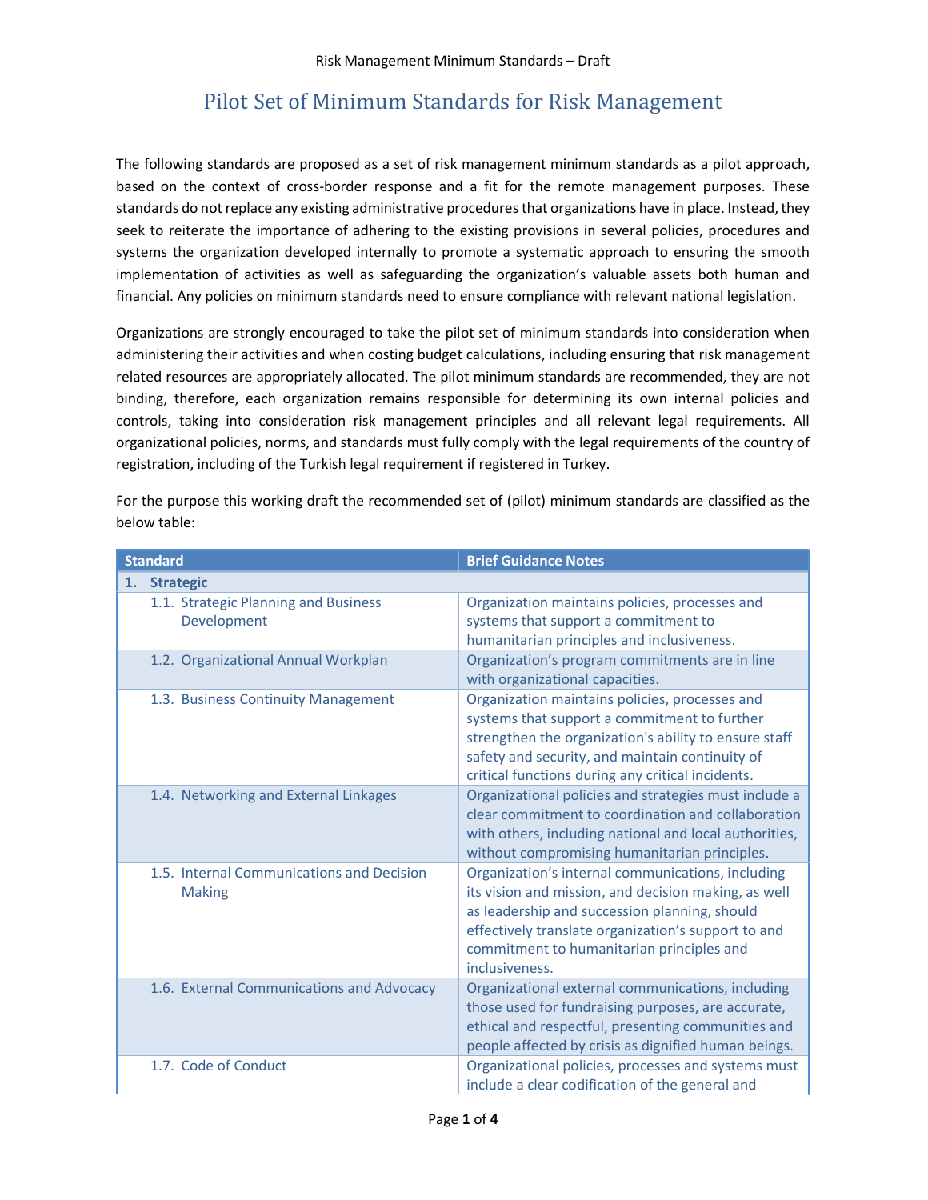# Pilot Set of Minimum Standards for Risk Management

The following standards are proposed as a set of risk management minimum standards as a pilot approach, based on the context of cross-border response and a fit for the remote management purposes. These standards do not replace any existing administrative procedures that organizations have in place. Instead, they seek to reiterate the importance of adhering to the existing provisions in several policies, procedures and systems the organization developed internally to promote a systematic approach to ensuring the smooth implementation of activities as well as safeguarding the organization's valuable assets both human and financial. Any policies on minimum standards need to ensure compliance with relevant national legislation.

Organizations are strongly encouraged to take the pilot set of minimum standards into consideration when administering their activities and when costing budget calculations, including ensuring that risk management related resources are appropriately allocated. The pilot minimum standards are recommended, they are not binding, therefore, each organization remains responsible for determining its own internal policies and controls, taking into consideration risk management principles and all relevant legal requirements. All organizational policies, norms, and standards must fully comply with the legal requirements of the country of registration, including of the Turkish legal requirement if registered in Turkey.

For the purpose this working draft the recommended set of (pilot) minimum standards are classified as the below table:

| Standard | Brief Guidance Notes |
|---|---|
| **1. Strategic** | |
| 1.1. Strategic Planning and Business Development | Organization maintains policies, processes and systems that support a commitment to humanitarian principles and inclusiveness. |
| 1.2. Organizational Annual Workplan | Organization's program commitments are in line with organizational capacities. |
| 1.3. Business Continuity Management | Organization maintains policies, processes and systems that support a commitment to further strengthen the organization's ability to ensure staff safety and security, and maintain continuity of critical functions during any critical incidents. |
| 1.4. Networking and External Linkages | Organizational policies and strategies must include a clear commitment to coordination and collaboration with others, including national and local authorities, without compromising humanitarian principles. |
| 1.5. Internal Communications and Decision Making | Organization's internal communications, including its vision and mission, and decision making, as well as leadership and succession planning, should effectively translate organization's support to and commitment to humanitarian principles and inclusiveness. |
| 1.6. External Communications and Advocacy | Organizational external communications, including those used for fundraising purposes, are accurate, ethical and respectful, presenting communities and people affected by crisis as dignified human beings. |
| 1.7. Code of Conduct | Organizational policies, processes and systems must include a clear codification of the general and |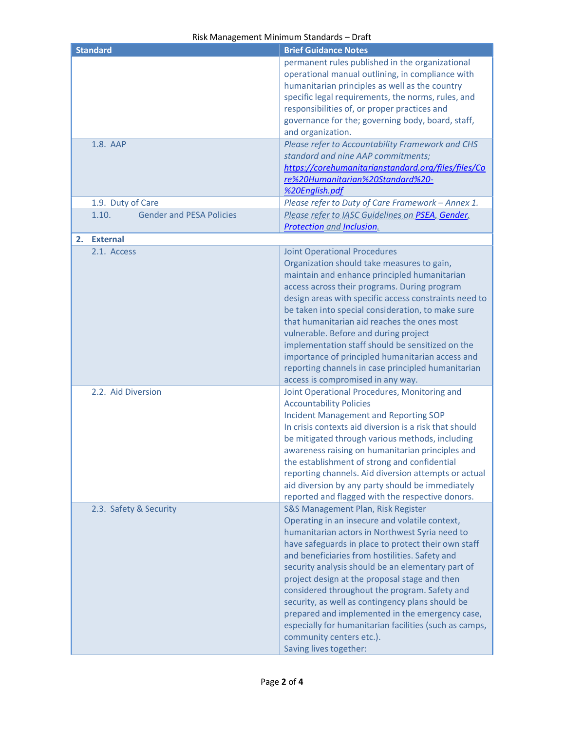| Standard | Brief Guidance Notes |
| --- | --- |
| | permanent rules published in the organizational operational manual outlining, in compliance with humanitarian principles as well as the country specific legal requirements, the norms, rules, and responsibilities of, or proper practices and governance for the; governing body, board, staff, and organization. |
| 1.8. AAP | *Please refer to Accountability Framework and CHS standard and nine AAP commitments; [https://corehumanitarianstandard.org/files/files/Core%20Humanitarian%20Standard%20-%20English.pdf](https://corehumanitarianstandard.org/files/files/Core%20Humanitarian%20Standard%20-%20English.pdf)* |
| 1.9. Duty of Care | *Please refer to Duty of Care Framework – Annex 1.* |
| 1.10. Gender and PESA Policies | *Please refer to IASC Guidelines on PSEA, Gender, Protection and Inclusion.* |
| **2. External** | |
| 2.1. Access | Joint Operational Procedures<br>Organization should take measures to gain, maintain and enhance principled humanitarian access across their programs. During program design areas with specific access constraints need to be taken into special consideration, to make sure that humanitarian aid reaches the ones most vulnerable. Before and during project implementation staff should be sensitized on the importance of principled humanitarian access and reporting channels in case principled humanitarian access is compromised in any way. |
| 2.2. Aid Diversion | Joint Operational Procedures, Monitoring and Accountability Policies<br>Incident Management and Reporting SOP<br>In crisis contexts aid diversion is a risk that should be mitigated through various methods, including awareness raising on humanitarian principles and the establishment of strong and confidential reporting channels. Aid diversion attempts or actual aid diversion by any party should be immediately reported and flagged with the respective donors. |
| 2.3. Safety & Security | S&S Management Plan, Risk Register<br>Operating in an insecure and volatile context, humanitarian actors in Northwest Syria need to have safeguards in place to protect their own staff and beneficiaries from hostilities. Safety and security analysis should be an elementary part of project design at the proposal stage and then considered throughout the program. Safety and security, as well as contingency plans should be prepared and implemented in the emergency case, especially for humanitarian facilities (such as camps, community centers etc.).<br>Saving lives together: |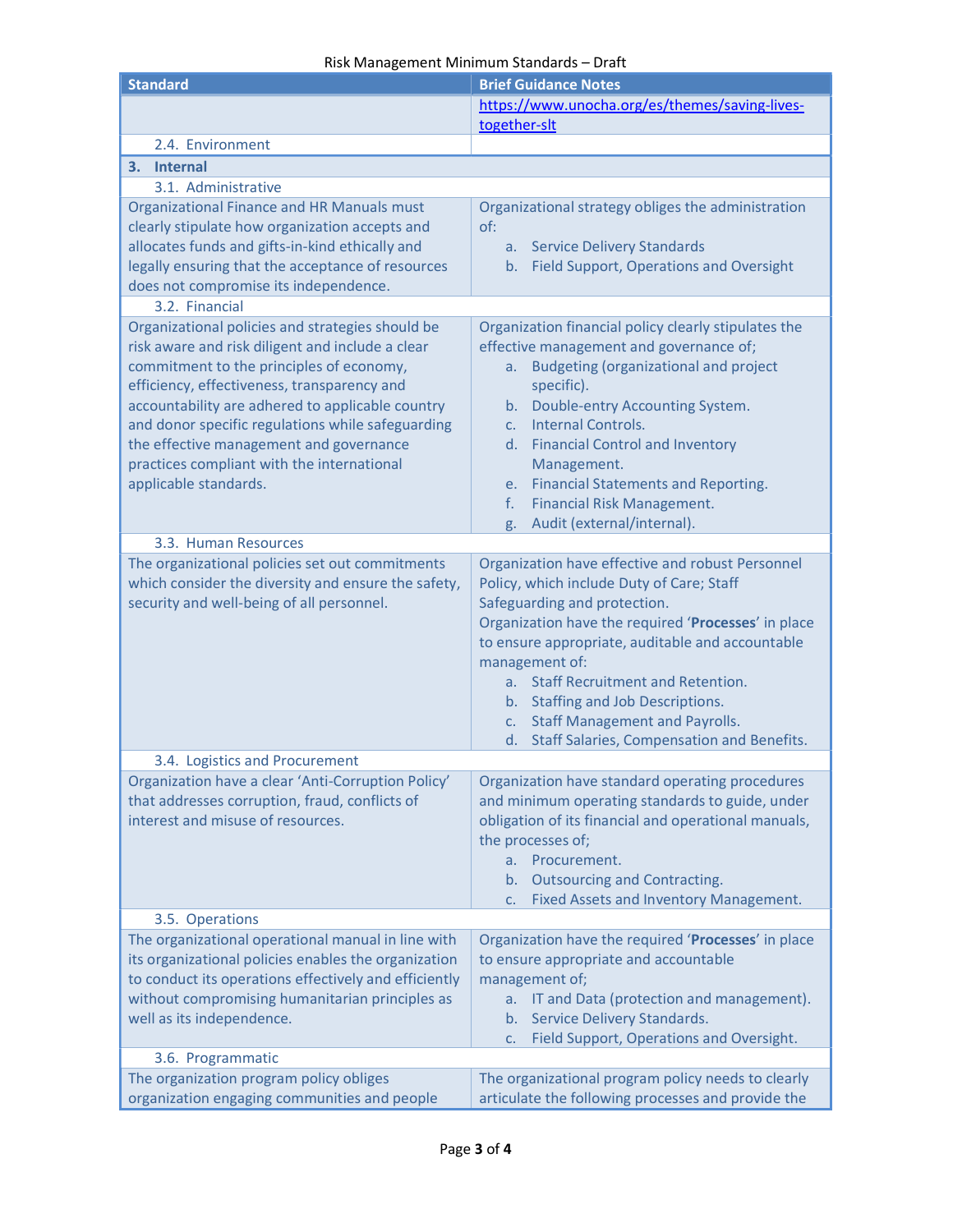| Standard | Brief Guidance Notes |
|---|---|
| | https://www.unocha.org/es/themes/saving-lives-together-slt |
| 2.4. Environment | |
| **3. Internal** | |
| 3.1. Administrative | |
| Organizational Finance and HR Manuals must clearly stipulate how organization accepts and allocates funds and gifts-in-kind ethically and legally ensuring that the acceptance of resources does not compromise its independence. | Organizational strategy obliges the administration of:<br>a. Service Delivery Standards<br>b. Field Support, Operations and Oversight |
| 3.2. Financial | |
| Organizational policies and strategies should be risk aware and risk diligent and include a clear commitment to the principles of economy, efficiency, effectiveness, transparency and accountability are adhered to applicable country and donor specific regulations while safeguarding the effective management and governance practices compliant with the international applicable standards. | Organization financial policy clearly stipulates the effective management and governance of;<br>a. Budgeting (organizational and project specific).<br>b. Double-entry Accounting System.<br>c. Internal Controls.<br>d. Financial Control and Inventory Management.<br>e. Financial Statements and Reporting.<br>f. Financial Risk Management.<br>g. Audit (external/internal). |
| 3.3. Human Resources | |
| The organizational policies set out commitments which consider the diversity and ensure the safety, security and well-being of all personnel. | Organization have effective and robust Personnel Policy, which include Duty of Care; Staff Safeguarding and protection.<br>Organization have the required '**Processes**' in place to ensure appropriate, auditable and accountable management of:<br>a. Staff Recruitment and Retention.<br>b. Staffing and Job Descriptions.<br>c. Staff Management and Payrolls.<br>d. Staff Salaries, Compensation and Benefits. |
| 3.4. Logistics and Procurement | |
| Organization have a clear 'Anti-Corruption Policy' that addresses corruption, fraud, conflicts of interest and misuse of resources. | Organization have standard operating procedures and minimum operating standards to guide, under obligation of its financial and operational manuals, the processes of;<br>a. Procurement.<br>b. Outsourcing and Contracting.<br>c. Fixed Assets and Inventory Management. |
| 3.5. Operations | |
| The organizational operational manual in line with its organizational policies enables the organization to conduct its operations effectively and efficiently without compromising humanitarian principles as well as its independence. | Organization have the required '**Processes**' in place to ensure appropriate and accountable management of;<br>a. IT and Data (protection and management).<br>b. Service Delivery Standards.<br>c. Field Support, Operations and Oversight. |
| 3.6. Programmatic | |
| The organization program policy obliges organization engaging communities and people | The organizational program policy needs to clearly articulate the following processes and provide the |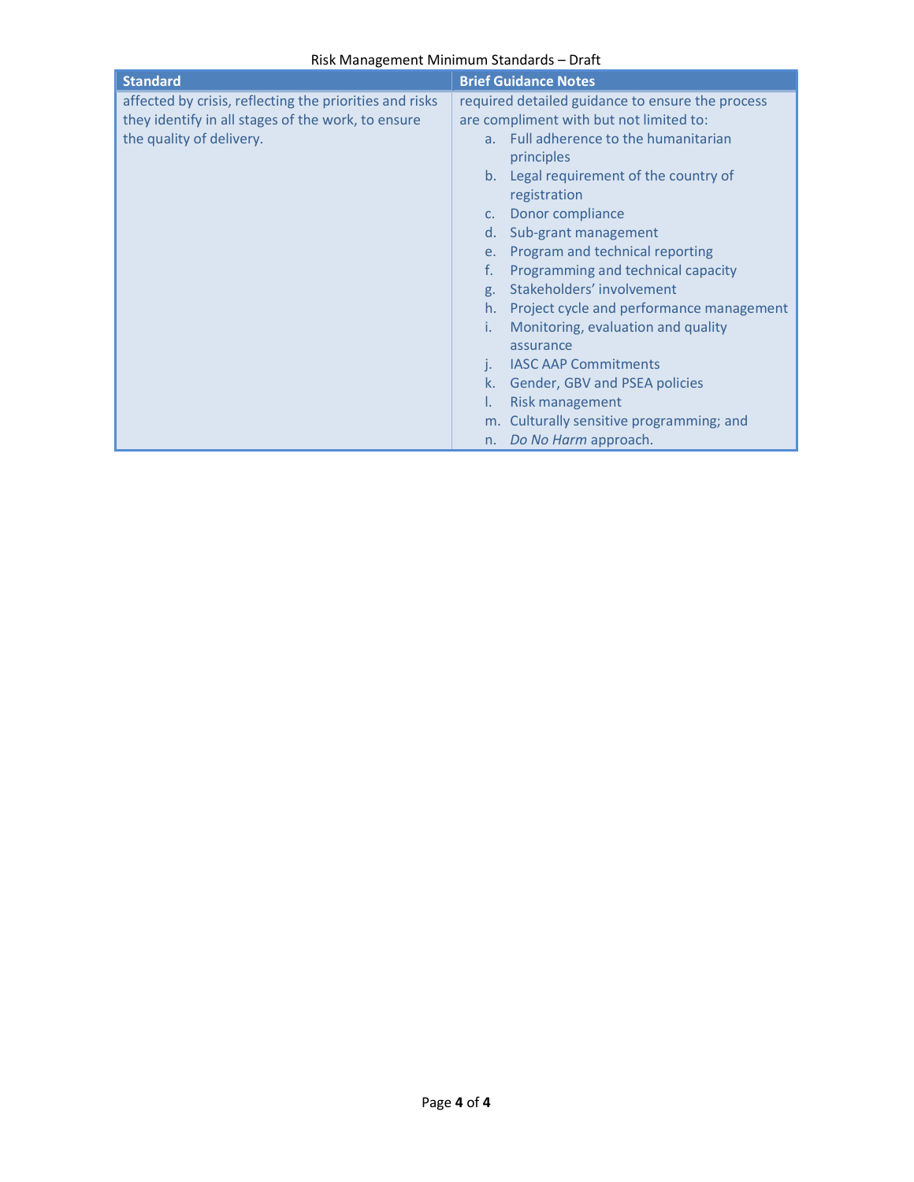| Standard | Brief Guidance Notes |
|---|---|
| affected by crisis, reflecting the priorities and risks they identify in all stages of the work, to ensure the quality of delivery. | required detailed guidance to ensure the process are compliment with but not limited to:<br>a. Full adherence to the humanitarian principles<br>b. Legal requirement of the country of registration<br>c. Donor compliance<br>d. Sub-grant management<br>e. Program and technical reporting<br>f. Programming and technical capacity<br>g. Stakeholders' involvement<br>h. Project cycle and performance management<br>i. Monitoring, evaluation and quality assurance<br>j. IASC AAP Commitments<br>k. Gender, GBV and PSEA policies<br>l. Risk management<br>m. Culturally sensitive programming; and<br>n. *Do No Harm* approach. |